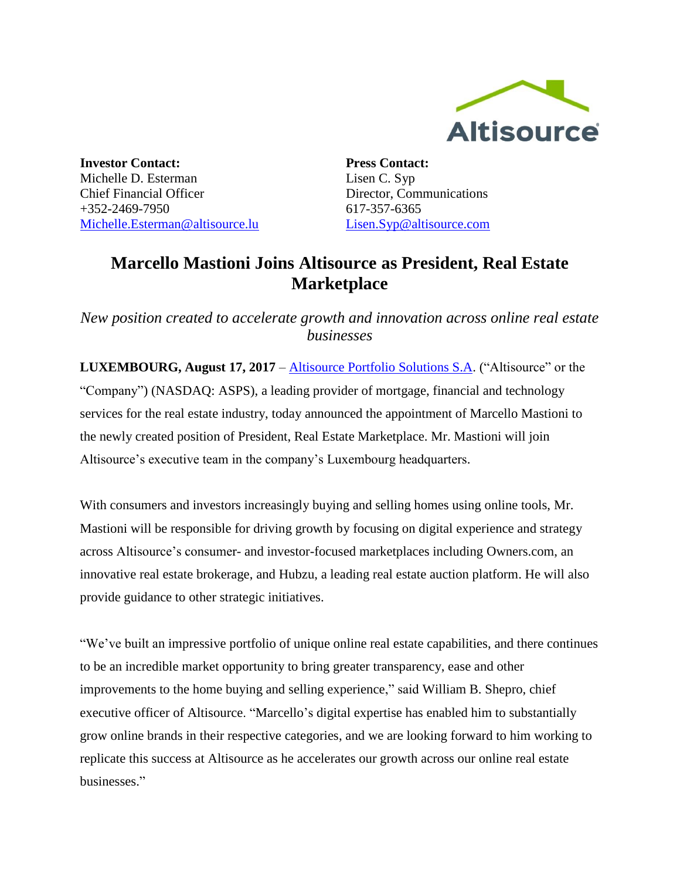**Investor Contact:**
Michelle D. Esterman
Chief Financial Officer
+352-2469-7950
Michelle.Esterman@altisource.lu

**Press Contact:**
Lisen C. Syp
Director, Communications
617-357-6365
Lisen.Syp@altisource.com

# Marcello Mastioni Joins Altisource as President, Real Estate Marketplace

*New position created to accelerate growth and innovation across online real estate businesses*

**LUXEMBOURG, August 17, 2017** – Altisource Portfolio Solutions S.A. ("Altisource" or the "Company") (NASDAQ: ASPS), a leading provider of mortgage, financial and technology services for the real estate industry, today announced the appointment of Marcello Mastioni to the newly created position of President, Real Estate Marketplace. Mr. Mastioni will join Altisource's executive team in the company's Luxembourg headquarters.

With consumers and investors increasingly buying and selling homes using online tools, Mr. Mastioni will be responsible for driving growth by focusing on digital experience and strategy across Altisource's consumer- and investor-focused marketplaces including Owners.com, an innovative real estate brokerage, and Hubzu, a leading real estate auction platform. He will also provide guidance to other strategic initiatives.

"We've built an impressive portfolio of unique online real estate capabilities, and there continues to be an incredible market opportunity to bring greater transparency, ease and other improvements to the home buying and selling experience," said William B. Shepro, chief executive officer of Altisource. "Marcello's digital expertise has enabled him to substantially grow online brands in their respective categories, and we are looking forward to him working to replicate this success at Altisource as he accelerates our growth across our online real estate businesses."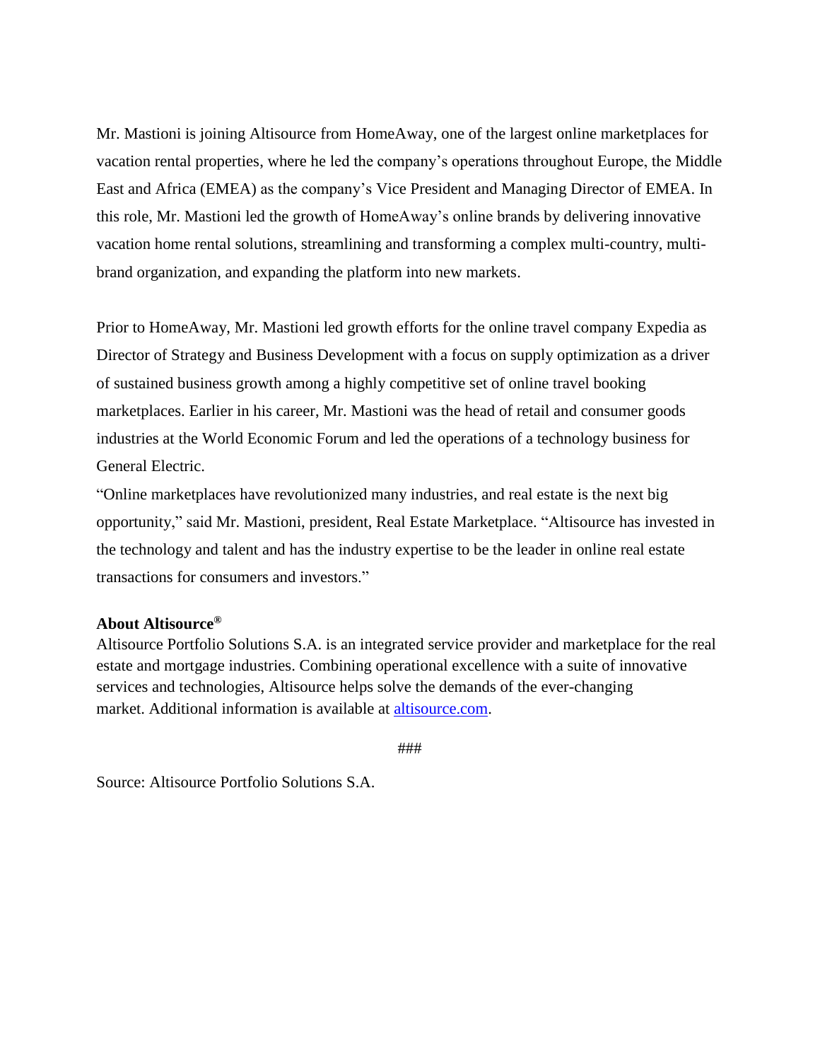Mr. Mastioni is joining Altisource from HomeAway, one of the largest online marketplaces for vacation rental properties, where he led the company's operations throughout Europe, the Middle East and Africa (EMEA) as the company's Vice President and Managing Director of EMEA. In this role, Mr. Mastioni led the growth of HomeAway's online brands by delivering innovative vacation home rental solutions, streamlining and transforming a complex multi-country, multi-brand organization, and expanding the platform into new markets.

Prior to HomeAway, Mr. Mastioni led growth efforts for the online travel company Expedia as Director of Strategy and Business Development with a focus on supply optimization as a driver of sustained business growth among a highly competitive set of online travel booking marketplaces. Earlier in his career, Mr. Mastioni was the head of retail and consumer goods industries at the World Economic Forum and led the operations of a technology business for General Electric.

"Online marketplaces have revolutionized many industries, and real estate is the next big opportunity," said Mr. Mastioni, president, Real Estate Marketplace. "Altisource has invested in the technology and talent and has the industry expertise to be the leader in online real estate transactions for consumers and investors."

**About Altisource®**

Altisource Portfolio Solutions S.A. is an integrated service provider and marketplace for the real estate and mortgage industries. Combining operational excellence with a suite of innovative services and technologies, Altisource helps solve the demands of the ever-changing market. Additional information is available at altisource.com.

###

Source: Altisource Portfolio Solutions S.A.